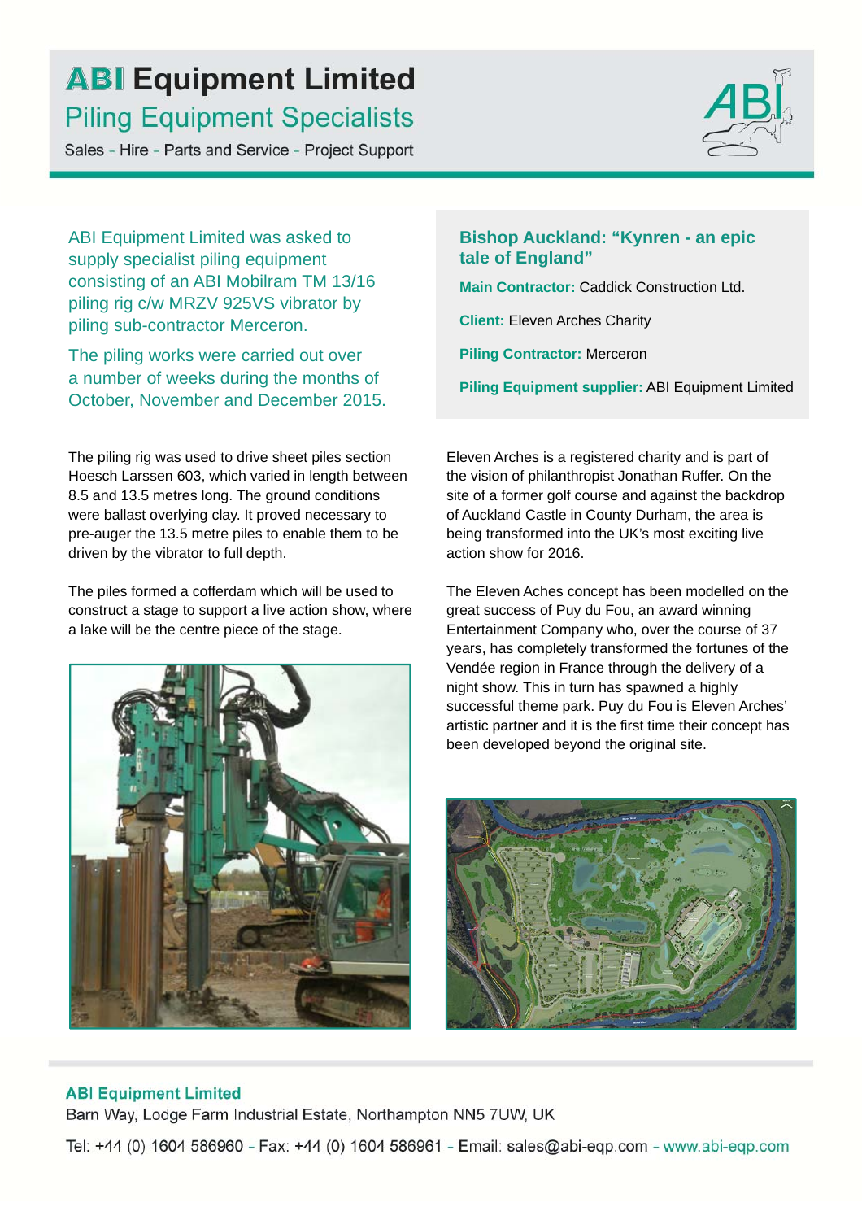# ABI Equipment Limited

## Piling Equipment Specialists

Sales - Hire - Parts and Service - Project Support

ABI Equipment Limited was asked to supply specialist piling equipment consisting of an ABI Mobilram TM 13/16 piling rig c/w MRZV 925VS vibrator by piling sub-contractor Merceron.

The piling works were carried out over a number of weeks during the months of October, November and December 2015.

### Bishop Auckland: "Kynren - an epic tale of England"

**Main Contractor:** Caddick Construction Ltd.

**Client:** Eleven Arches Charity

**Piling Contractor:** Merceron

**Piling Equipment supplier:** ABI Equipment Limited

The piling rig was used to drive sheet piles section Hoesch Larssen 603, which varied in length between 8.5 and 13.5 metres long. The ground conditions were ballast overlying clay. It proved necessary to pre-auger the 13.5 metre piles to enable them to be driven by the vibrator to full depth.

The piles formed a cofferdam which will be used to construct a stage to support a live action show, where a lake will be the centre piece of the stage.

Eleven Arches is a registered charity and is part of the vision of philanthropist Jonathan Ruffer. On the site of a former golf course and against the backdrop of Auckland Castle in County Durham, the area is being transformed into the UK's most exciting live action show for 2016.

The Eleven Aches concept has been modelled on the great success of Puy du Fou, an award winning Entertainment Company who, over the course of 37 years, has completely transformed the fortunes of the Vendée region in France through the delivery of a night show. This in turn has spawned a highly successful theme park. Puy du Fou is Eleven Arches' artistic partner and it is the first time their concept has been developed beyond the original site.

**ABI Equipment Limited**

Barn Way, Lodge Farm Industrial Estate, Northampton NN5 7UW, UK

Tel: +44 (0) 1604 586960 - Fax: +44 (0) 1604 586961 - Email: sales@abi-eqp.com - www.abi-eqp.com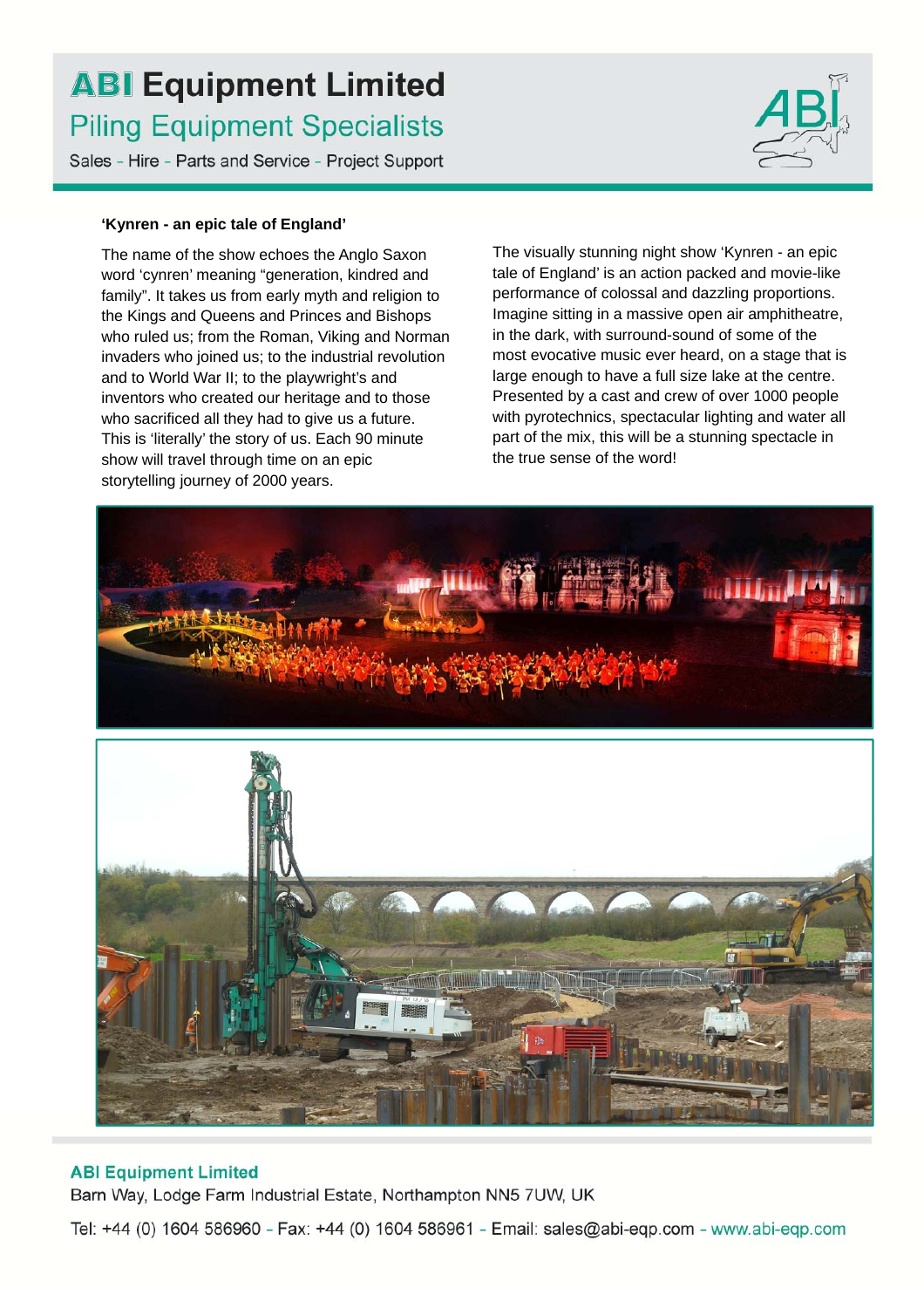# ABI Equipment Limited

## Piling Equipment Specialists

Sales - Hire - Parts and Service - Project Support

**'Kynren - an epic tale of England'**

The name of the show echoes the Anglo Saxon word 'cynren' meaning "generation, kindred and family". It takes us from early myth and religion to the Kings and Queens and Princes and Bishops who ruled us; from the Roman, Viking and Norman invaders who joined us; to the industrial revolution and to World War II; to the playwright's and inventors who created our heritage and to those who sacrificed all they had to give us a future. This is 'literally' the story of us. Each 90 minute show will travel through time on an epic storytelling journey of 2000 years.

The visually stunning night show 'Kynren - an epic tale of England' is an action packed and movie-like performance of colossal and dazzling proportions. Imagine sitting in a massive open air amphitheatre, in the dark, with surround-sound of some of the most evocative music ever heard, on a stage that is large enough to have a full size lake at the centre. Presented by a cast and crew of over 1000 people with pyrotechnics, spectacular lighting and water all part of the mix, this will be a stunning spectacle in the true sense of the word!

**ABI Equipment Limited**
Barn Way, Lodge Farm Industrial Estate, Northampton NN5 7UW, UK

Tel: +44 (0) 1604 586960 - Fax: +44 (0) 1604 586961 - Email: sales@abi-eqp.com - www.abi-eqp.com